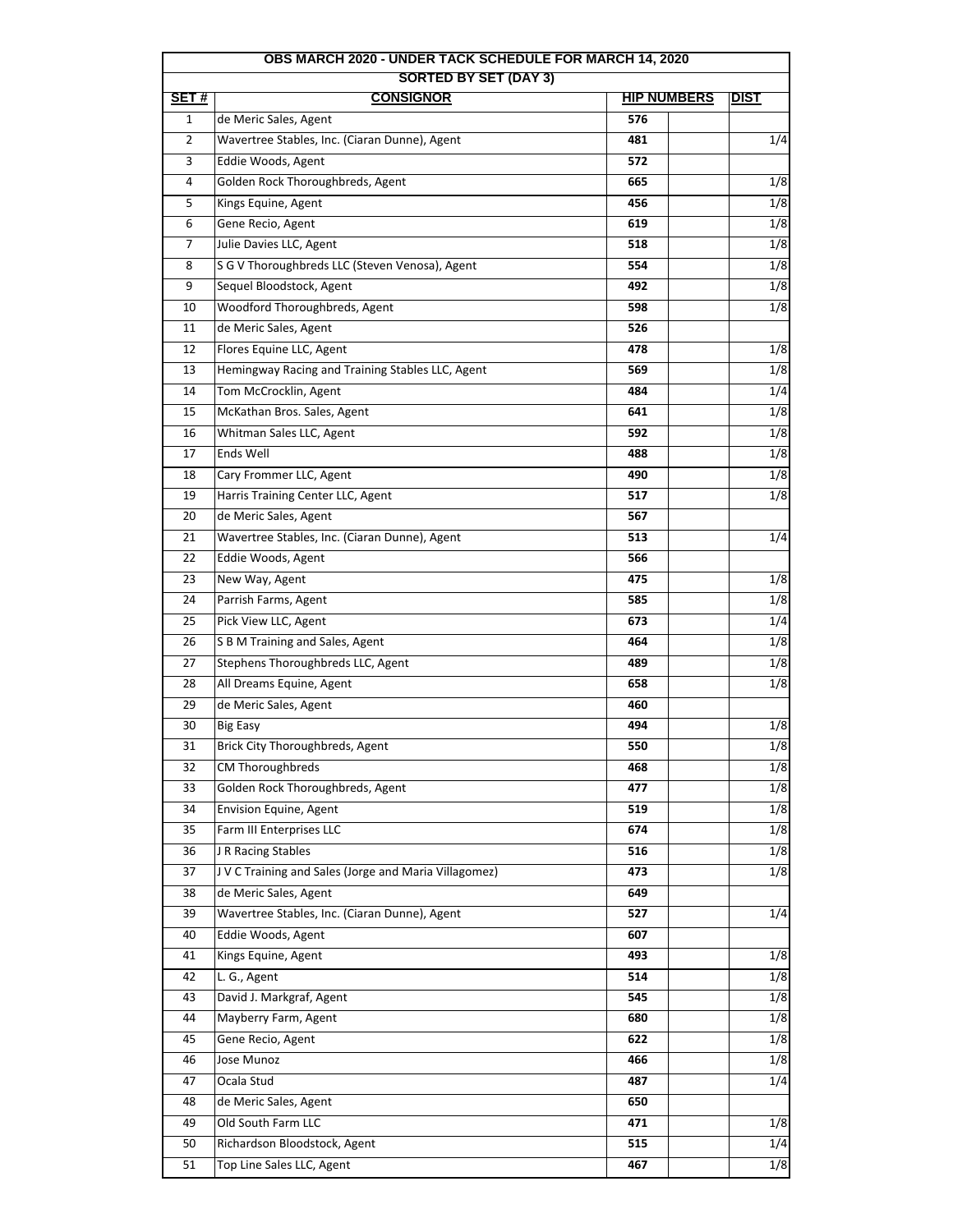# OBS MARCH 2020 - UNDER TACK SCHEDULE FOR MARCH 14, 2020

## SORTED BY SET (DAY 3)

| SET # | CONSIGNOR | HIP NUMBERS | | DIST |
|---|---|---|---|---|
| 1 | de Meric Sales, Agent | 576 | | |
| 2 | Wavertree Stables, Inc. (Ciaran Dunne), Agent | 481 | | 1/4 |
| 3 | Eddie Woods, Agent | 572 | | |
| 4 | Golden Rock Thoroughbreds, Agent | 665 | | 1/8 |
| 5 | Kings Equine, Agent | 456 | | 1/8 |
| 6 | Gene Recio, Agent | 619 | | 1/8 |
| 7 | Julie Davies LLC, Agent | 518 | | 1/8 |
| 8 | S G V Thoroughbreds LLC (Steven Venosa), Agent | 554 | | 1/8 |
| 9 | Sequel Bloodstock, Agent | 492 | | 1/8 |
| 10 | Woodford Thoroughbreds, Agent | 598 | | 1/8 |
| 11 | de Meric Sales, Agent | 526 | | |
| 12 | Flores Equine LLC, Agent | 478 | | 1/8 |
| 13 | Hemingway Racing and Training Stables LLC, Agent | 569 | | 1/8 |
| 14 | Tom McCrocklin, Agent | 484 | | 1/4 |
| 15 | McKathan Bros. Sales, Agent | 641 | | 1/8 |
| 16 | Whitman Sales LLC, Agent | 592 | | 1/8 |
| 17 | Ends Well | 488 | | 1/8 |
| 18 | Cary Frommer LLC, Agent | 490 | | 1/8 |
| 19 | Harris Training Center LLC, Agent | 517 | | 1/8 |
| 20 | de Meric Sales, Agent | 567 | | |
| 21 | Wavertree Stables, Inc. (Ciaran Dunne), Agent | 513 | | 1/4 |
| 22 | Eddie Woods, Agent | 566 | | |
| 23 | New Way, Agent | 475 | | 1/8 |
| 24 | Parrish Farms, Agent | 585 | | 1/8 |
| 25 | Pick View LLC, Agent | 673 | | 1/4 |
| 26 | S B M Training and Sales, Agent | 464 | | 1/8 |
| 27 | Stephens Thoroughbreds LLC, Agent | 489 | | 1/8 |
| 28 | All Dreams Equine, Agent | 658 | | 1/8 |
| 29 | de Meric Sales, Agent | 460 | | |
| 30 | Big Easy | 494 | | 1/8 |
| 31 | Brick City Thoroughbreds, Agent | 550 | | 1/8 |
| 32 | CM Thoroughbreds | 468 | | 1/8 |
| 33 | Golden Rock Thoroughbreds, Agent | 477 | | 1/8 |
| 34 | Envision Equine, Agent | 519 | | 1/8 |
| 35 | Farm III Enterprises LLC | 674 | | 1/8 |
| 36 | J R Racing Stables | 516 | | 1/8 |
| 37 | J V C Training and Sales (Jorge and Maria Villagomez) | 473 | | 1/8 |
| 38 | de Meric Sales, Agent | 649 | | |
| 39 | Wavertree Stables, Inc. (Ciaran Dunne), Agent | 527 | | 1/4 |
| 40 | Eddie Woods, Agent | 607 | | |
| 41 | Kings Equine, Agent | 493 | | 1/8 |
| 42 | L. G., Agent | 514 | | 1/8 |
| 43 | David J. Markgraf, Agent | 545 | | 1/8 |
| 44 | Mayberry Farm, Agent | 680 | | 1/8 |
| 45 | Gene Recio, Agent | 622 | | 1/8 |
| 46 | Jose Munoz | 466 | | 1/8 |
| 47 | Ocala Stud | 487 | | 1/4 |
| 48 | de Meric Sales, Agent | 650 | | |
| 49 | Old South Farm LLC | 471 | | 1/8 |
| 50 | Richardson Bloodstock, Agent | 515 | | 1/4 |
| 51 | Top Line Sales LLC, Agent | 467 | | 1/8 |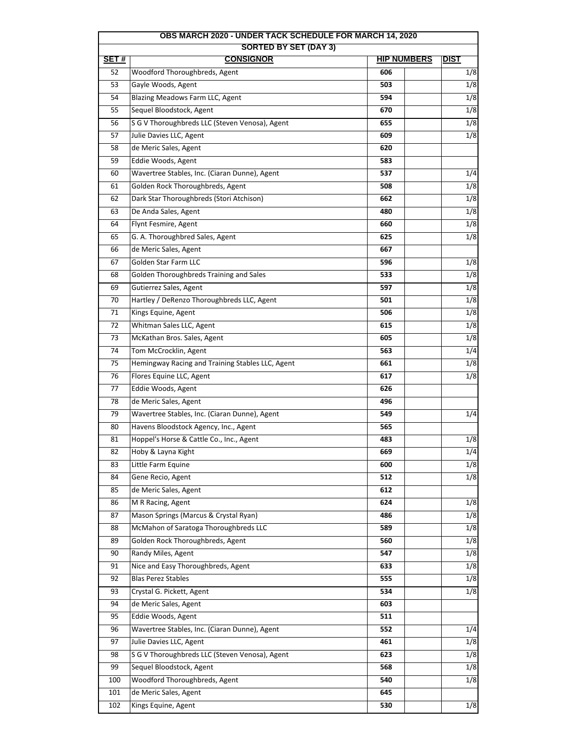| OBS MARCH 2020 - UNDER TACK SCHEDULE FOR MARCH 14, 2020 | | | | |
|---|---|---|---|---|
| SORTED BY SET (DAY 3) | | | | |
| **SET #** | **CONSIGNOR** | **HIP NUMBERS** | | **DIST** |
| 52 | Woodford Thoroughbreds, Agent | **606** | | 1/8 |
| 53 | Gayle Woods, Agent | **503** | | 1/8 |
| 54 | Blazing Meadows Farm LLC, Agent | **594** | | 1/8 |
| 55 | Sequel Bloodstock, Agent | **670** | | 1/8 |
| 56 | S G V Thoroughbreds LLC (Steven Venosa), Agent | **655** | | 1/8 |
| 57 | Julie Davies LLC, Agent | **609** | | 1/8 |
| 58 | de Meric Sales, Agent | **620** | | |
| 59 | Eddie Woods, Agent | **583** | | |
| 60 | Wavertree Stables, Inc. (Ciaran Dunne), Agent | **537** | | 1/4 |
| 61 | Golden Rock Thoroughbreds, Agent | **508** | | 1/8 |
| 62 | Dark Star Thoroughbreds (Stori Atchison) | **662** | | 1/8 |
| 63 | De Anda Sales, Agent | **480** | | 1/8 |
| 64 | Flynt Fesmire, Agent | **660** | | 1/8 |
| 65 | G. A. Thoroughbred Sales, Agent | **625** | | 1/8 |
| 66 | de Meric Sales, Agent | **667** | | |
| 67 | Golden Star Farm LLC | **596** | | 1/8 |
| 68 | Golden Thoroughbreds Training and Sales | **533** | | 1/8 |
| 69 | Gutierrez Sales, Agent | **597** | | 1/8 |
| 70 | Hartley / DeRenzo Thoroughbreds LLC, Agent | **501** | | 1/8 |
| 71 | Kings Equine, Agent | **506** | | 1/8 |
| 72 | Whitman Sales LLC, Agent | **615** | | 1/8 |
| 73 | McKathan Bros. Sales, Agent | **605** | | 1/8 |
| 74 | Tom McCrocklin, Agent | **563** | | 1/4 |
| 75 | Hemingway Racing and Training Stables LLC, Agent | **661** | | 1/8 |
| 76 | Flores Equine LLC, Agent | **617** | | 1/8 |
| 77 | Eddie Woods, Agent | **626** | | |
| 78 | de Meric Sales, Agent | **496** | | |
| 79 | Wavertree Stables, Inc. (Ciaran Dunne), Agent | **549** | | 1/4 |
| 80 | Havens Bloodstock Agency, Inc., Agent | **565** | | |
| 81 | Hoppel's Horse & Cattle Co., Inc., Agent | **483** | | 1/8 |
| 82 | Hoby & Layna Kight | **669** | | 1/4 |
| 83 | Little Farm Equine | **600** | | 1/8 |
| 84 | Gene Recio, Agent | **512** | | 1/8 |
| 85 | de Meric Sales, Agent | **612** | | |
| 86 | M R Racing, Agent | **624** | | 1/8 |
| 87 | Mason Springs (Marcus & Crystal Ryan) | **486** | | 1/8 |
| 88 | McMahon of Saratoga Thoroughbreds LLC | **589** | | 1/8 |
| 89 | Golden Rock Thoroughbreds, Agent | **560** | | 1/8 |
| 90 | Randy Miles, Agent | **547** | | 1/8 |
| 91 | Nice and Easy Thoroughbreds, Agent | **633** | | 1/8 |
| 92 | Blas Perez Stables | **555** | | 1/8 |
| 93 | Crystal G. Pickett, Agent | **534** | | 1/8 |
| 94 | de Meric Sales, Agent | **603** | | |
| 95 | Eddie Woods, Agent | **511** | | |
| 96 | Wavertree Stables, Inc. (Ciaran Dunne), Agent | **552** | | 1/4 |
| 97 | Julie Davies LLC, Agent | **461** | | 1/8 |
| 98 | S G V Thoroughbreds LLC (Steven Venosa), Agent | **623** | | 1/8 |
| 99 | Sequel Bloodstock, Agent | **568** | | 1/8 |
| 100 | Woodford Thoroughbreds, Agent | **540** | | 1/8 |
| 101 | de Meric Sales, Agent | **645** | | |
| 102 | Kings Equine, Agent | **530** | | 1/8 |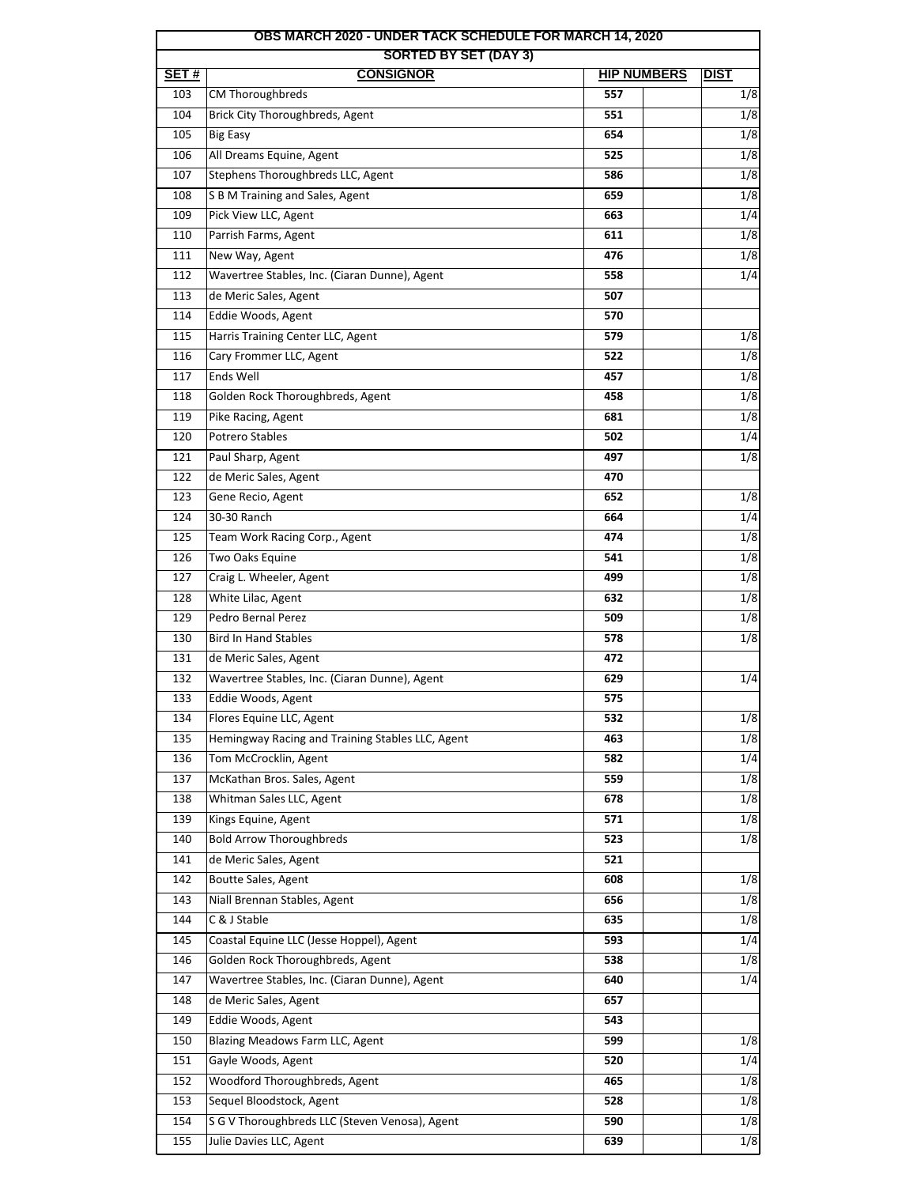# OBS MARCH 2020 - UNDER TACK SCHEDULE FOR MARCH 14, 2020

## SORTED BY SET (DAY 3)

| SET # | CONSIGNOR | HIP NUMBERS | | DIST |
|---|---|---|---|---|
| 103 | CM Thoroughbreds | 557 | | 1/8 |
| 104 | Brick City Thoroughbreds, Agent | 551 | | 1/8 |
| 105 | Big Easy | 654 | | 1/8 |
| 106 | All Dreams Equine, Agent | 525 | | 1/8 |
| 107 | Stephens Thoroughbreds LLC, Agent | 586 | | 1/8 |
| 108 | S B M Training and Sales, Agent | 659 | | 1/8 |
| 109 | Pick View LLC, Agent | 663 | | 1/4 |
| 110 | Parrish Farms, Agent | 611 | | 1/8 |
| 111 | New Way, Agent | 476 | | 1/8 |
| 112 | Wavertree Stables, Inc. (Ciaran Dunne), Agent | 558 | | 1/4 |
| 113 | de Meric Sales, Agent | 507 | | |
| 114 | Eddie Woods, Agent | 570 | | |
| 115 | Harris Training Center LLC, Agent | 579 | | 1/8 |
| 116 | Cary Frommer LLC, Agent | 522 | | 1/8 |
| 117 | Ends Well | 457 | | 1/8 |
| 118 | Golden Rock Thoroughbreds, Agent | 458 | | 1/8 |
| 119 | Pike Racing, Agent | 681 | | 1/8 |
| 120 | Potrero Stables | 502 | | 1/4 |
| 121 | Paul Sharp, Agent | 497 | | 1/8 |
| 122 | de Meric Sales, Agent | 470 | | |
| 123 | Gene Recio, Agent | 652 | | 1/8 |
| 124 | 30-30 Ranch | 664 | | 1/4 |
| 125 | Team Work Racing Corp., Agent | 474 | | 1/8 |
| 126 | Two Oaks Equine | 541 | | 1/8 |
| 127 | Craig L. Wheeler, Agent | 499 | | 1/8 |
| 128 | White Lilac, Agent | 632 | | 1/8 |
| 129 | Pedro Bernal Perez | 509 | | 1/8 |
| 130 | Bird In Hand Stables | 578 | | 1/8 |
| 131 | de Meric Sales, Agent | 472 | | |
| 132 | Wavertree Stables, Inc. (Ciaran Dunne), Agent | 629 | | 1/4 |
| 133 | Eddie Woods, Agent | 575 | | |
| 134 | Flores Equine LLC, Agent | 532 | | 1/8 |
| 135 | Hemingway Racing and Training Stables LLC, Agent | 463 | | 1/8 |
| 136 | Tom McCrocklin, Agent | 582 | | 1/4 |
| 137 | McKathan Bros. Sales, Agent | 559 | | 1/8 |
| 138 | Whitman Sales LLC, Agent | 678 | | 1/8 |
| 139 | Kings Equine, Agent | 571 | | 1/8 |
| 140 | Bold Arrow Thoroughbreds | 523 | | 1/8 |
| 141 | de Meric Sales, Agent | 521 | | |
| 142 | Boutte Sales, Agent | 608 | | 1/8 |
| 143 | Niall Brennan Stables, Agent | 656 | | 1/8 |
| 144 | C & J Stable | 635 | | 1/8 |
| 145 | Coastal Equine LLC (Jesse Hoppel), Agent | 593 | | 1/4 |
| 146 | Golden Rock Thoroughbreds, Agent | 538 | | 1/8 |
| 147 | Wavertree Stables, Inc. (Ciaran Dunne), Agent | 640 | | 1/4 |
| 148 | de Meric Sales, Agent | 657 | | |
| 149 | Eddie Woods, Agent | 543 | | |
| 150 | Blazing Meadows Farm LLC, Agent | 599 | | 1/8 |
| 151 | Gayle Woods, Agent | 520 | | 1/4 |
| 152 | Woodford Thoroughbreds, Agent | 465 | | 1/8 |
| 153 | Sequel Bloodstock, Agent | 528 | | 1/8 |
| 154 | S G V Thoroughbreds LLC (Steven Venosa), Agent | 590 | | 1/8 |
| 155 | Julie Davies LLC, Agent | 639 | | 1/8 |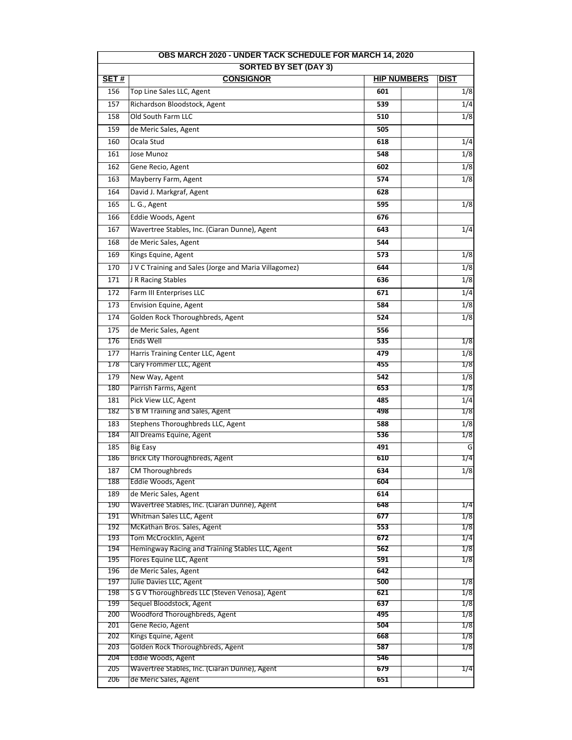| OBS MARCH 2020 - UNDER TACK SCHEDULE FOR MARCH 14, 2020 | | | | |
|---|---|---|---|---|
| SORTED BY SET (DAY 3) | | | | |
| **SET #** | **CONSIGNOR** | **HIP NUMBERS** | | **DIST** |
| 156 | Top Line Sales LLC, Agent | 601 | | 1/8 |
| 157 | Richardson Bloodstock, Agent | 539 | | 1/4 |
| 158 | Old South Farm LLC | 510 | | 1/8 |
| 159 | de Meric Sales, Agent | 505 | | |
| 160 | Ocala Stud | 618 | | 1/4 |
| 161 | Jose Munoz | 548 | | 1/8 |
| 162 | Gene Recio, Agent | 602 | | 1/8 |
| 163 | Mayberry Farm, Agent | 574 | | 1/8 |
| 164 | David J. Markgraf, Agent | 628 | | |
| 165 | L. G., Agent | 595 | | 1/8 |
| 166 | Eddie Woods, Agent | 676 | | |
| 167 | Wavertree Stables, Inc. (Ciaran Dunne), Agent | 643 | | 1/4 |
| 168 | de Meric Sales, Agent | 544 | | |
| 169 | Kings Equine, Agent | 573 | | 1/8 |
| 170 | J V C Training and Sales (Jorge and Maria Villagomez) | 644 | | 1/8 |
| 171 | J R Racing Stables | 636 | | 1/8 |
| 172 | Farm III Enterprises LLC | 671 | | 1/4 |
| 173 | Envision Equine, Agent | 584 | | 1/8 |
| 174 | Golden Rock Thoroughbreds, Agent | 524 | | 1/8 |
| 175 | de Meric Sales, Agent | 556 | | |
| 176 | Ends Well | 535 | | 1/8 |
| 177 | Harris Training Center LLC, Agent | 479 | | 1/8 |
| 178 | Cary Frommer LLC, Agent | 455 | | 1/8 |
| 179 | New Way, Agent | 542 | | 1/8 |
| 180 | Parrish Farms, Agent | 653 | | 1/8 |
| 181 | Pick View LLC, Agent | 485 | | 1/4 |
| 182 | S B M Training and Sales, Agent | 498 | | 1/8 |
| 183 | Stephens Thoroughbreds LLC, Agent | 588 | | 1/8 |
| 184 | All Dreams Equine, Agent | 536 | | 1/8 |
| 185 | Big Easy | 491 | | G |
| 186 | Brick City Thoroughbreds, Agent | 610 | | 1/4 |
| 187 | CM Thoroughbreds | 634 | | 1/8 |
| 188 | Eddie Woods, Agent | 604 | | |
| 189 | de Meric Sales, Agent | 614 | | |
| 190 | Wavertree Stables, Inc. (Ciaran Dunne), Agent | 648 | | 1/4 |
| 191 | Whitman Sales LLC, Agent | 677 | | 1/8 |
| 192 | McKathan Bros. Sales, Agent | 553 | | 1/8 |
| 193 | Tom McCrocklin, Agent | 672 | | 1/4 |
| 194 | Hemingway Racing and Training Stables LLC, Agent | 562 | | 1/8 |
| 195 | Flores Equine LLC, Agent | 591 | | 1/8 |
| 196 | de Meric Sales, Agent | 642 | | |
| 197 | Julie Davies LLC, Agent | 500 | | 1/8 |
| 198 | S G V Thoroughbreds LLC (Steven Venosa), Agent | 621 | | 1/8 |
| 199 | Sequel Bloodstock, Agent | 637 | | 1/8 |
| 200 | Woodford Thoroughbreds, Agent | 495 | | 1/8 |
| 201 | Gene Recio, Agent | 504 | | 1/8 |
| 202 | Kings Equine, Agent | 668 | | 1/8 |
| 203 | Golden Rock Thoroughbreds, Agent | 587 | | 1/8 |
| 204 | Eddie Woods, Agent | 546 | | |
| 205 | Wavertree Stables, Inc. (Ciaran Dunne), Agent | 679 | | 1/4 |
| 206 | de Meric Sales, Agent | 651 | | |